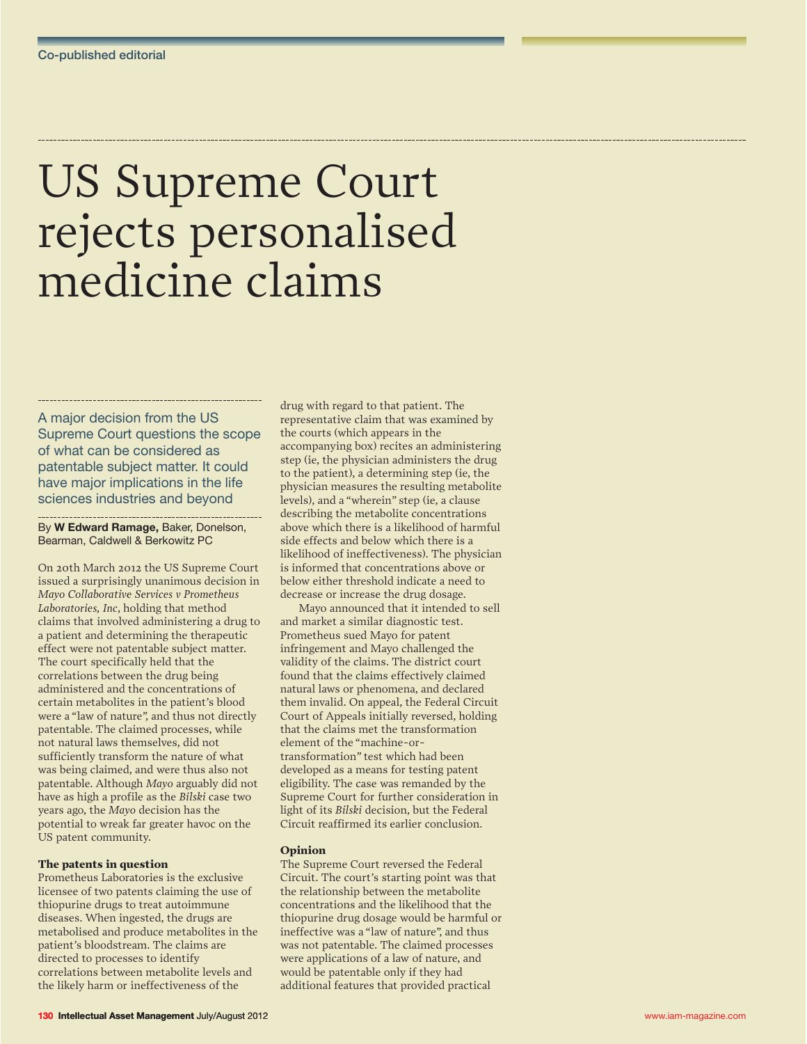Co-published editorial

# US Supreme Court rejects personalised medicine claims

A major decision from the US Supreme Court questions the scope of what can be considered as patentable subject matter. It could have major implications in the life sciences industries and beyond

By **W Edward Ramage,** Baker, Donelson, Bearman, Caldwell & Berkowitz PC

On 20th March 2012 the US Supreme Court issued a surprisingly unanimous decision in *Mayo Collaborative Services v Prometheus Laboratories, Inc*, holding that method claims that involved administering a drug to a patient and determining the therapeutic effect were not patentable subject matter. The court specifically held that the correlations between the drug being administered and the concentrations of certain metabolites in the patient's blood were a "law of nature", and thus not directly patentable. The claimed processes, while not natural laws themselves, did not sufficiently transform the nature of what was being claimed, and were thus also not patentable. Although *Mayo* arguably did not have as high a profile as the *Bilski* case two years ago, the *Mayo* decision has the potential to wreak far greater havoc on the US patent community.

### The patents in question

Prometheus Laboratories is the exclusive licensee of two patents claiming the use of thiopurine drugs to treat autoimmune diseases. When ingested, the drugs are metabolised and produce metabolites in the patient's bloodstream. The claims are directed to processes to identify correlations between metabolite levels and the likely harm or ineffectiveness of the drug with regard to that patient. The representative claim that was examined by the courts (which appears in the accompanying box) recites an administering step (ie, the physician administers the drug to the patient), a determining step (ie, the physician measures the resulting metabolite levels), and a "wherein" step (ie, a clause describing the metabolite concentrations above which there is a likelihood of harmful side effects and below which there is a likelihood of ineffectiveness). The physician is informed that concentrations above or below either threshold indicate a need to decrease or increase the drug dosage.

Mayo announced that it intended to sell and market a similar diagnostic test. Prometheus sued Mayo for patent infringement and Mayo challenged the validity of the claims. The district court found that the claims effectively claimed natural laws or phenomena, and declared them invalid. On appeal, the Federal Circuit Court of Appeals initially reversed, holding that the claims met the transformation element of the "machine-or-transformation" test which had been developed as a means for testing patent eligibility. The case was remanded by the Supreme Court for further consideration in light of its *Bilski* decision, but the Federal Circuit reaffirmed its earlier conclusion.

### Opinion

The Supreme Court reversed the Federal Circuit. The court's starting point was that the relationship between the metabolite concentrations and the likelihood that the thiopurine drug dosage would be harmful or ineffective was a "law of nature", and thus was not patentable. The claimed processes were applications of a law of nature, and would be patentable only if they had additional features that provided practical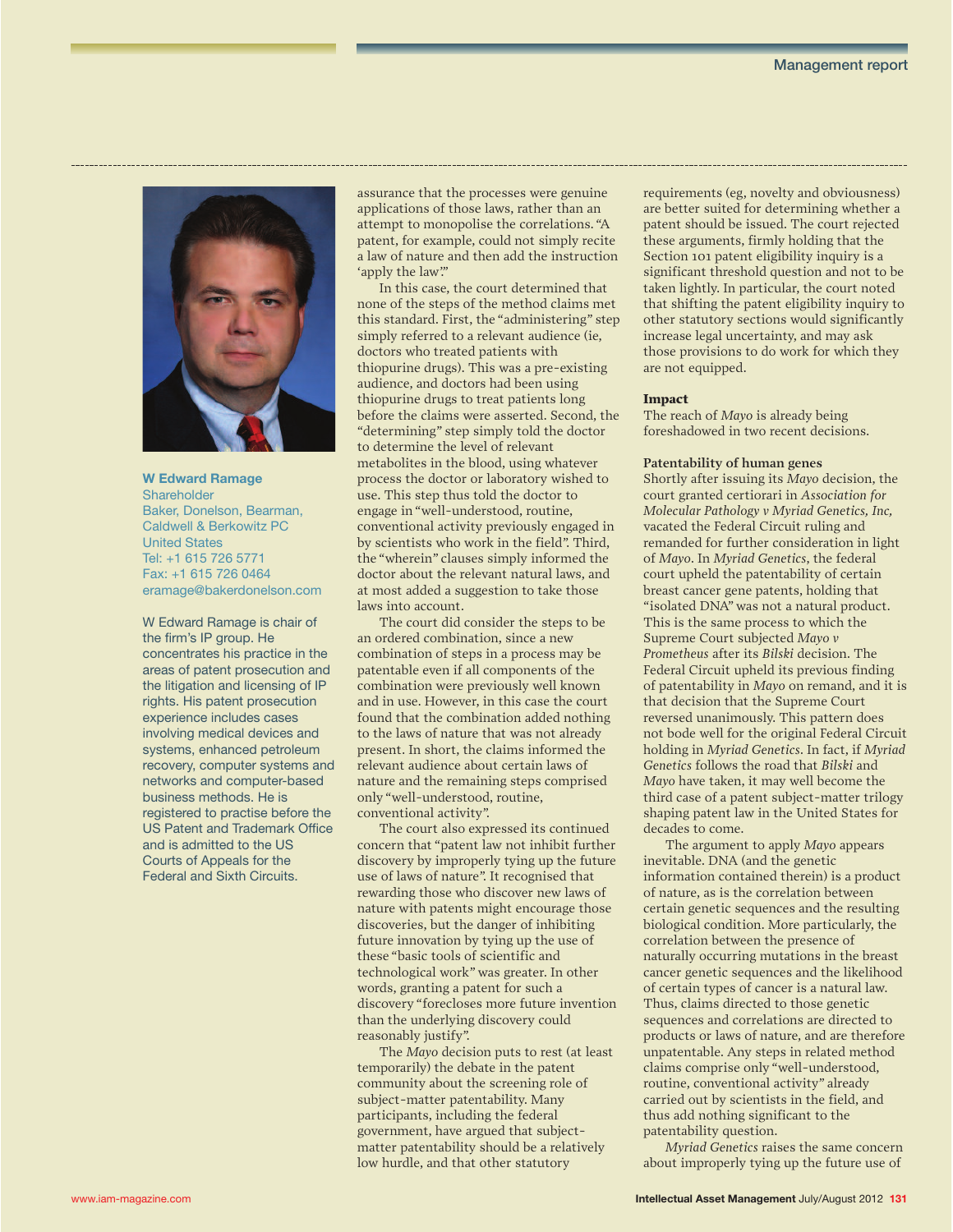**W Edward Ramage**
Shareholder
Baker, Donelson, Bearman, Caldwell & Berkowitz PC
United States
Tel: +1 615 726 5771
Fax: +1 615 726 0464
eramage@bakerdonelson.com

W Edward Ramage is chair of the firm's IP group. He concentrates his practice in the areas of patent prosecution and the litigation and licensing of IP rights. His patent prosecution experience includes cases involving medical devices and systems, enhanced petroleum recovery, computer systems and networks and computer-based business methods. He is registered to practise before the US Patent and Trademark Office and is admitted to the US Courts of Appeals for the Federal and Sixth Circuits.

assurance that the processes were genuine applications of those laws, rather than an attempt to monopolise the correlations. "A patent, for example, could not simply recite a law of nature and then add the instruction 'apply the law'."

In this case, the court determined that none of the steps of the method claims met this standard. First, the "administering" step simply referred to a relevant audience (ie, doctors who treated patients with thiopurine drugs). This was a pre-existing audience, and doctors had been using thiopurine drugs to treat patients long before the claims were asserted. Second, the "determining" step simply told the doctor to determine the level of relevant metabolites in the blood, using whatever process the doctor or laboratory wished to use. This step thus told the doctor to engage in "well-understood, routine, conventional activity previously engaged in by scientists who work in the field". Third, the "wherein" clauses simply informed the doctor about the relevant natural laws, and at most added a suggestion to take those laws into account.

The court did consider the steps to be an ordered combination, since a new combination of steps in a process may be patentable even if all components of the combination were previously well known and in use. However, in this case the court found that the combination added nothing to the laws of nature that was not already present. In short, the claims informed the relevant audience about certain laws of nature and the remaining steps comprised only "well-understood, routine, conventional activity".

The court also expressed its continued concern that "patent law not inhibit further discovery by improperly tying up the future use of laws of nature". It recognised that rewarding those who discover new laws of nature with patents might encourage those discoveries, but the danger of inhibiting future innovation by tying up the use of these "basic tools of scientific and technological work" was greater. In other words, granting a patent for such a discovery "forecloses more future invention than the underlying discovery could reasonably justify".

The *Mayo* decision puts to rest (at least temporarily) the debate in the patent community about the screening role of subject-matter patentability. Many participants, including the federal government, have argued that subject-matter patentability should be a relatively low hurdle, and that other statutory requirements (eg, novelty and obviousness) are better suited for determining whether a patent should be issued. The court rejected these arguments, firmly holding that the Section 101 patent eligibility inquiry is a significant threshold question and not to be taken lightly. In particular, the court noted that shifting the patent eligibility inquiry to other statutory sections would significantly increase legal uncertainty, and may ask those provisions to do work for which they are not equipped.

**Impact**

The reach of *Mayo* is already being foreshadowed in two recent decisions.

**Patentability of human genes**

Shortly after issuing its *Mayo* decision, the court granted certiorari in *Association for Molecular Pathology v Myriad Genetics, Inc,* vacated the Federal Circuit ruling and remanded for further consideration in light of *Mayo*. In *Myriad Genetics*, the federal court upheld the patentability of certain breast cancer gene patents, holding that "isolated DNA" was not a natural product. This is the same process to which the Supreme Court subjected *Mayo v Prometheus* after its *Bilski* decision. The Federal Circuit upheld its previous finding of patentability in *Mayo* on remand, and it is that decision that the Supreme Court reversed unanimously. This pattern does not bode well for the original Federal Circuit holding in *Myriad Genetics*. In fact, if *Myriad Genetics* follows the road that *Bilski* and *Mayo* have taken, it may well become the third case of a patent subject-matter trilogy shaping patent law in the United States for decades to come.

The argument to apply *Mayo* appears inevitable. DNA (and the genetic information contained therein) is a product of nature, as is the correlation between certain genetic sequences and the resulting biological condition. More particularly, the correlation between the presence of naturally occurring mutations in the breast cancer genetic sequences and the likelihood of certain types of cancer is a natural law. Thus, claims directed to those genetic sequences and correlations are directed to products or laws of nature, and are therefore unpatentable. Any steps in related method claims comprise only "well-understood, routine, conventional activity" already carried out by scientists in the field, and thus add nothing significant to the patentability question.

*Myriad Genetics* raises the same concern about improperly tying up the future use of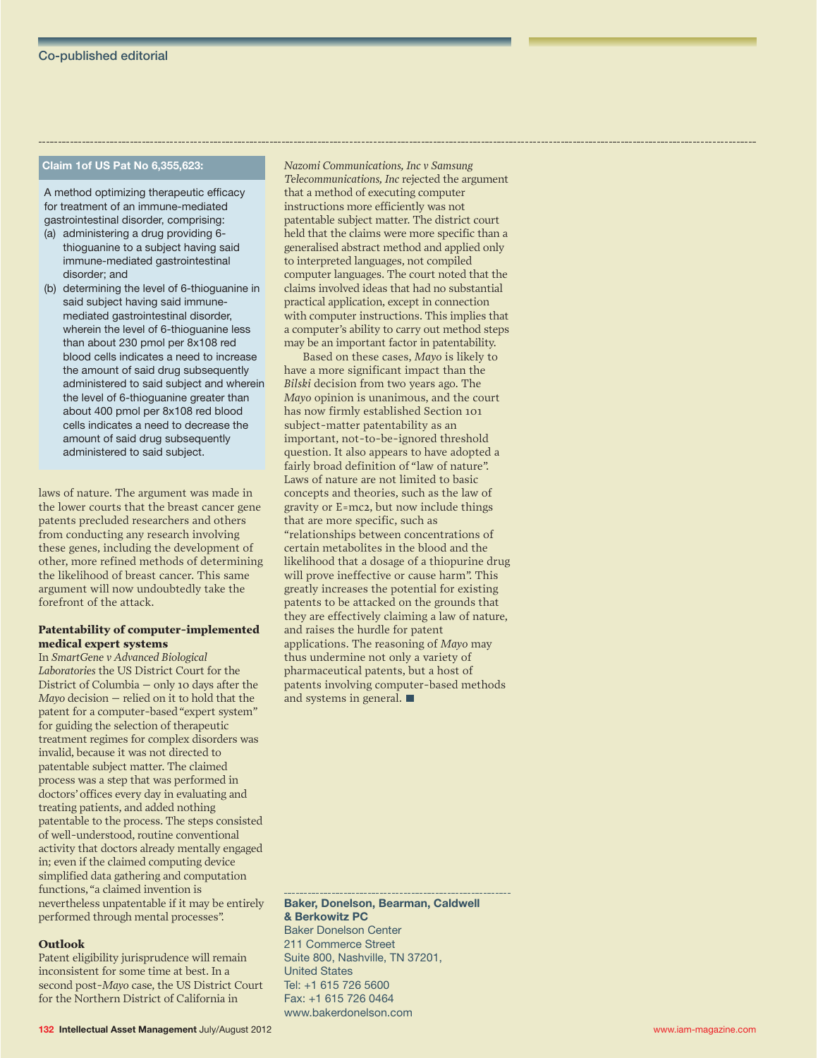**Claim 1of US Pat No 6,355,623:**

A method optimizing therapeutic efficacy for treatment of an immune-mediated gastrointestinal disorder, comprising:

(a) administering a drug providing 6-thioguanine to a subject having said immune-mediated gastrointestinal disorder; and

(b) determining the level of 6-thioguanine in said subject having said immune-mediated gastrointestinal disorder, wherein the level of 6-thioguanine less than about 230 pmol per 8x108 red blood cells indicates a need to increase the amount of said drug subsequently administered to said subject and wherein the level of 6-thioguanine greater than about 400 pmol per 8x108 red blood cells indicates a need to decrease the amount of said drug subsequently administered to said subject.

laws of nature. The argument was made in the lower courts that the breast cancer gene patents precluded researchers and others from conducting any research involving these genes, including the development of other, more refined methods of determining the likelihood of breast cancer. This same argument will now undoubtedly take the forefront of the attack.

### Patentability of computer-implemented medical expert systems

In *SmartGene v Advanced Biological Laboratories* the US District Court for the District of Columbia – only 10 days after the *Mayo* decision – relied on it to hold that the patent for a computer-based "expert system" for guiding the selection of therapeutic treatment regimes for complex disorders was invalid, because it was not directed to patentable subject matter. The claimed process was a step that was performed in doctors' offices every day in evaluating and treating patients, and added nothing patentable to the process. The steps consisted of well-understood, routine conventional activity that doctors already mentally engaged in; even if the claimed computing device simplified data gathering and computation functions, "a claimed invention is nevertheless unpatentable if it may be entirely performed through mental processes".

### Outlook

Patent eligibility jurisprudence will remain inconsistent for some time at best. In a second post-*Mayo* case, the US District Court for the Northern District of California in *Nazomi Communications, Inc v Samsung Telecommunications, Inc* rejected the argument that a method of executing computer instructions more efficiently was not patentable subject matter. The district court held that the claims were more specific than a generalised abstract method and applied only to interpreted languages, not compiled computer languages. The court noted that the claims involved ideas that had no substantial practical application, except in connection with computer instructions. This implies that a computer's ability to carry out method steps may be an important factor in patentability.

Based on these cases, *Mayo* is likely to have a more significant impact than the *Bilski* decision from two years ago. The *Mayo* opinion is unanimous, and the court has now firmly established Section 101 subject-matter patentability as an important, not-to-be-ignored threshold question. It also appears to have adopted a fairly broad definition of "law of nature". Laws of nature are not limited to basic concepts and theories, such as the law of gravity or E=mc2, but now include things that are more specific, such as "relationships between concentrations of certain metabolites in the blood and the likelihood that a dosage of a thiopurine drug will prove ineffective or cause harm". This greatly increases the potential for existing patents to be attacked on the grounds that they are effectively claiming a law of nature, and raises the hurdle for patent applications. The reasoning of *Mayo* may thus undermine not only a variety of pharmaceutical patents, but a host of patents involving computer-based methods and systems in general.

**Baker, Donelson, Bearman, Caldwell & Berkowitz PC**
Baker Donelson Center
211 Commerce Street
Suite 800, Nashville, TN 37201,
United States
Tel: +1 615 726 5600
Fax: +1 615 726 0464
www.bakerdonelson.com